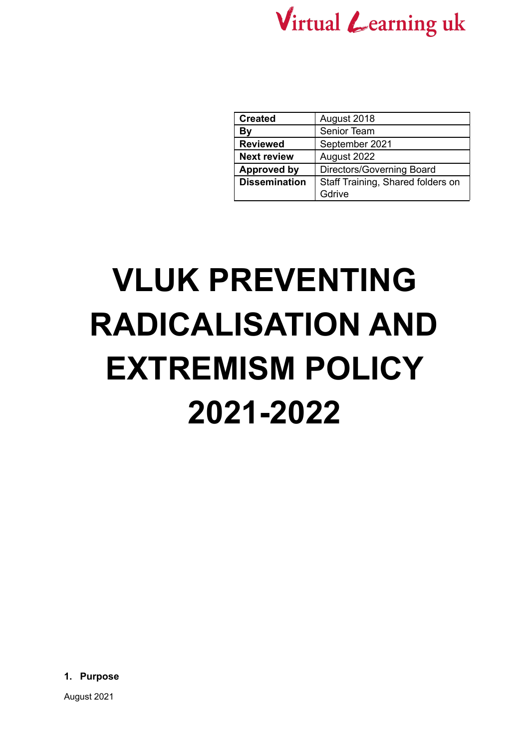Virtual Learning uk

| Created | August 2018 |
|---|---|
| By | Senior Team |
| Reviewed | September 2021 |
| Next review | August 2022 |
| Approved by | Directors/Governing Board |
| Dissemination | Staff Training, Shared folders on Gdrive |

# VLUK PREVENTING RADICALISATION AND EXTREMISM POLICY 2021-2022

## 1. Purpose

August 2021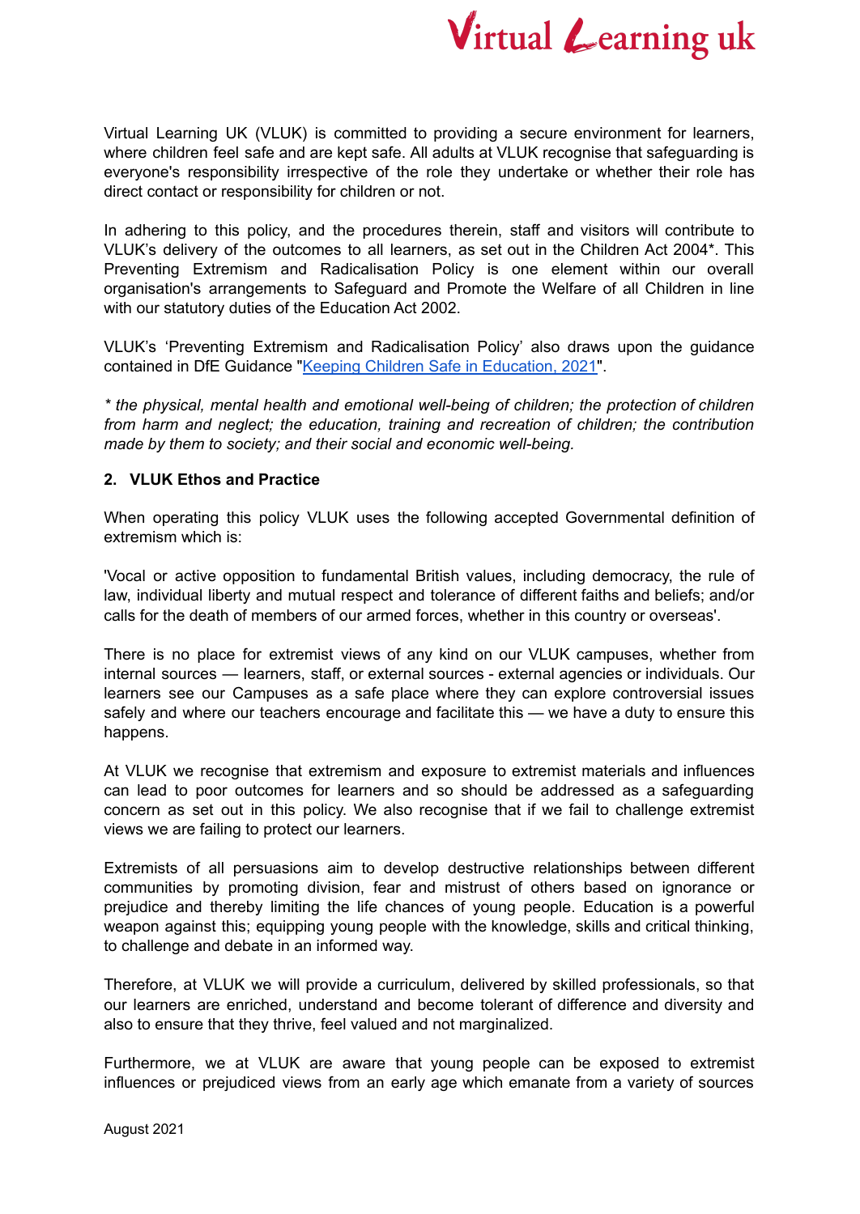Virtual Learning UK (VLUK) is committed to providing a secure environment for learners, where children feel safe and are kept safe. All adults at VLUK recognise that safeguarding is everyone's responsibility irrespective of the role they undertake or whether their role has direct contact or responsibility for children or not.

In adhering to this policy, and the procedures therein, staff and visitors will contribute to VLUK's delivery of the outcomes to all learners, as set out in the Children Act 2004*. This Preventing Extremism and Radicalisation Policy is one element within our overall organisation's arrangements to Safeguard and Promote the Welfare of all Children in line with our statutory duties of the Education Act 2002.

VLUK's 'Preventing Extremism and Radicalisation Policy' also draws upon the guidance contained in DfE Guidance "[Keeping Children Safe in Education, 2021](#)".

*\* the physical, mental health and emotional well-being of children; the protection of children from harm and neglect; the education, training and recreation of children; the contribution made by them to society; and their social and economic well-being.*

**2. VLUK Ethos and Practice**

When operating this policy VLUK uses the following accepted Governmental definition of extremism which is:

'Vocal or active opposition to fundamental British values, including democracy, the rule of law, individual liberty and mutual respect and tolerance of different faiths and beliefs; and/or calls for the death of members of our armed forces, whether in this country or overseas'.

There is no place for extremist views of any kind on our VLUK campuses, whether from internal sources — learners, staff, or external sources - external agencies or individuals. Our learners see our Campuses as a safe place where they can explore controversial issues safely and where our teachers encourage and facilitate this — we have a duty to ensure this happens.

At VLUK we recognise that extremism and exposure to extremist materials and influences can lead to poor outcomes for learners and so should be addressed as a safeguarding concern as set out in this policy. We also recognise that if we fail to challenge extremist views we are failing to protect our learners.

Extremists of all persuasions aim to develop destructive relationships between different communities by promoting division, fear and mistrust of others based on ignorance or prejudice and thereby limiting the life chances of young people. Education is a powerful weapon against this; equipping young people with the knowledge, skills and critical thinking, to challenge and debate in an informed way.

Therefore, at VLUK we will provide a curriculum, delivered by skilled professionals, so that our learners are enriched, understand and become tolerant of difference and diversity and also to ensure that they thrive, feel valued and not marginalized.

Furthermore, we at VLUK are aware that young people can be exposed to extremist influences or prejudiced views from an early age which emanate from a variety of sources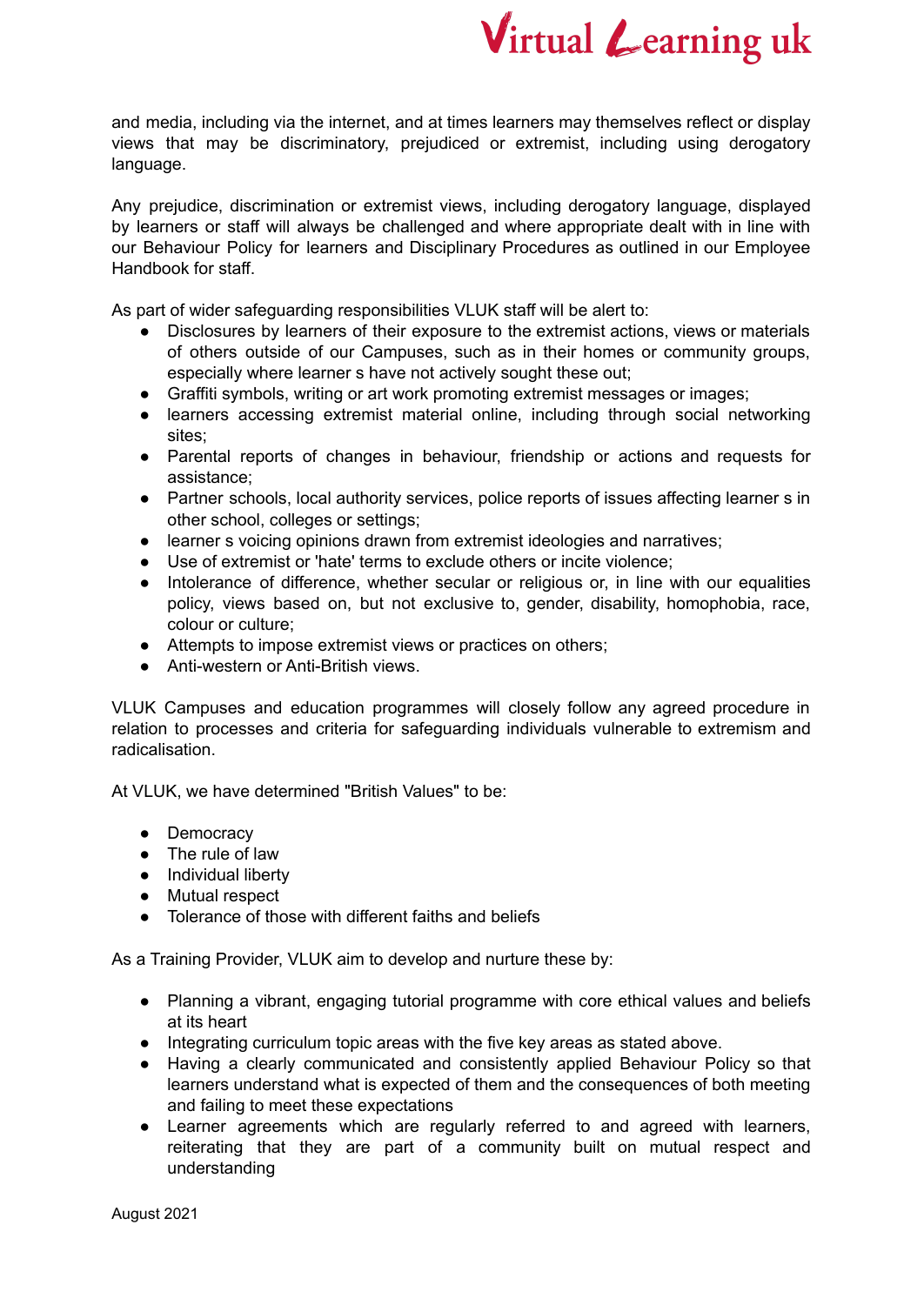and media, including via the internet, and at times learners may themselves reflect or display views that may be discriminatory, prejudiced or extremist, including using derogatory language.

Any prejudice, discrimination or extremist views, including derogatory language, displayed by learners or staff will always be challenged and where appropriate dealt with in line with our Behaviour Policy for learners and Disciplinary Procedures as outlined in our Employee Handbook for staff.

As part of wider safeguarding responsibilities VLUK staff will be alert to:

- Disclosures by learners of their exposure to the extremist actions, views or materials of others outside of our Campuses, such as in their homes or community groups, especially where learner s have not actively sought these out;
- Graffiti symbols, writing or art work promoting extremist messages or images;
- learners accessing extremist material online, including through social networking sites;
- Parental reports of changes in behaviour, friendship or actions and requests for assistance;
- Partner schools, local authority services, police reports of issues affecting learner s in other school, colleges or settings;
- learner s voicing opinions drawn from extremist ideologies and narratives;
- Use of extremist or 'hate' terms to exclude others or incite violence;
- Intolerance of difference, whether secular or religious or, in line with our equalities policy, views based on, but not exclusive to, gender, disability, homophobia, race, colour or culture;
- Attempts to impose extremist views or practices on others;
- Anti-western or Anti-British views.

VLUK Campuses and education programmes will closely follow any agreed procedure in relation to processes and criteria for safeguarding individuals vulnerable to extremism and radicalisation.

At VLUK, we have determined "British Values" to be:

- Democracy
- The rule of law
- Individual liberty
- Mutual respect
- Tolerance of those with different faiths and beliefs

As a Training Provider, VLUK aim to develop and nurture these by:

- Planning a vibrant, engaging tutorial programme with core ethical values and beliefs at its heart
- Integrating curriculum topic areas with the five key areas as stated above.
- Having a clearly communicated and consistently applied Behaviour Policy so that learners understand what is expected of them and the consequences of both meeting and failing to meet these expectations
- Learner agreements which are regularly referred to and agreed with learners, reiterating that they are part of a community built on mutual respect and understanding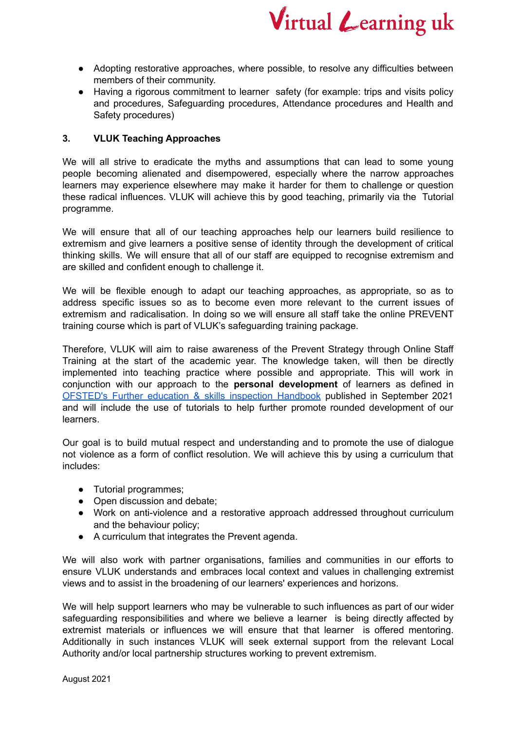- Adopting restorative approaches, where possible, to resolve any difficulties between members of their community.
- Having a rigorous commitment to learner safety (for example: trips and visits policy and procedures, Safeguarding procedures, Attendance procedures and Health and Safety procedures)

## 3. VLUK Teaching Approaches

We will all strive to eradicate the myths and assumptions that can lead to some young people becoming alienated and disempowered, especially where the narrow approaches learners may experience elsewhere may make it harder for them to challenge or question these radical influences. VLUK will achieve this by good teaching, primarily via the Tutorial programme.

We will ensure that all of our teaching approaches help our learners build resilience to extremism and give learners a positive sense of identity through the development of critical thinking skills. We will ensure that all of our staff are equipped to recognise extremism and are skilled and confident enough to challenge it.

We will be flexible enough to adapt our teaching approaches, as appropriate, so as to address specific issues so as to become even more relevant to the current issues of extremism and radicalisation. In doing so we will ensure all staff take the online PREVENT training course which is part of VLUK's safeguarding training package.

Therefore, VLUK will aim to raise awareness of the Prevent Strategy through Online Staff Training at the start of the academic year. The knowledge taken, will then be directly implemented into teaching practice where possible and appropriate. This will work in conjunction with our approach to the **personal development** of learners as defined in OFSTED's Further education & skills inspection Handbook published in September 2021 and will include the use of tutorials to help further promote rounded development of our learners.

Our goal is to build mutual respect and understanding and to promote the use of dialogue not violence as a form of conflict resolution. We will achieve this by using a curriculum that includes:

- Tutorial programmes;
- Open discussion and debate;
- Work on anti-violence and a restorative approach addressed throughout curriculum and the behaviour policy;
- A curriculum that integrates the Prevent agenda.

We will also work with partner organisations, families and communities in our efforts to ensure VLUK understands and embraces local context and values in challenging extremist views and to assist in the broadening of our learners' experiences and horizons.

We will help support learners who may be vulnerable to such influences as part of our wider safeguarding responsibilities and where we believe a learner is being directly affected by extremist materials or influences we will ensure that that learner is offered mentoring. Additionally in such instances VLUK will seek external support from the relevant Local Authority and/or local partnership structures working to prevent extremism.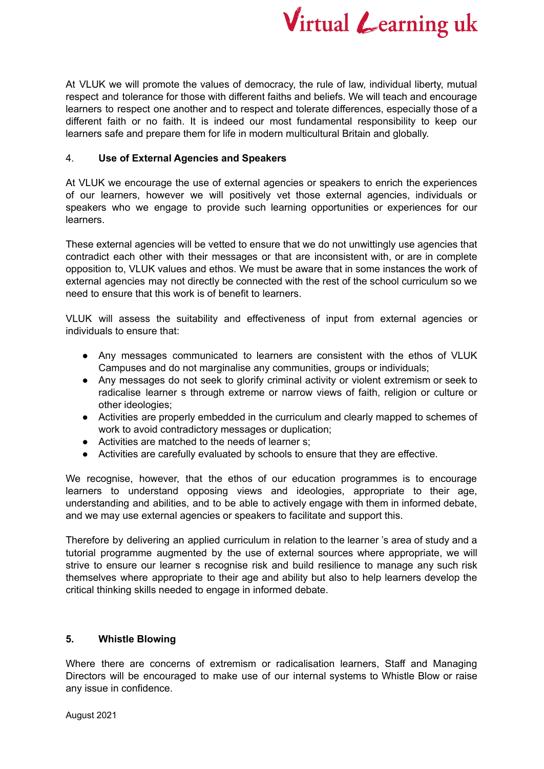At VLUK we will promote the values of democracy, the rule of law, individual liberty, mutual respect and tolerance for those with different faiths and beliefs. We will teach and encourage learners to respect one another and to respect and tolerate differences, especially those of a different faith or no faith. It is indeed our most fundamental responsibility to keep our learners safe and prepare them for life in modern multicultural Britain and globally.

## 4. **Use of External Agencies and Speakers**

At VLUK we encourage the use of external agencies or speakers to enrich the experiences of our learners, however we will positively vet those external agencies, individuals or speakers who we engage to provide such learning opportunities or experiences for our learners.

These external agencies will be vetted to ensure that we do not unwittingly use agencies that contradict each other with their messages or that are inconsistent with, or are in complete opposition to, VLUK values and ethos. We must be aware that in some instances the work of external agencies may not directly be connected with the rest of the school curriculum so we need to ensure that this work is of benefit to learners.

VLUK will assess the suitability and effectiveness of input from external agencies or individuals to ensure that:

- Any messages communicated to learners are consistent with the ethos of VLUK Campuses and do not marginalise any communities, groups or individuals;
- Any messages do not seek to glorify criminal activity or violent extremism or seek to radicalise learner s through extreme or narrow views of faith, religion or culture or other ideologies;
- Activities are properly embedded in the curriculum and clearly mapped to schemes of work to avoid contradictory messages or duplication;
- Activities are matched to the needs of learner s;
- Activities are carefully evaluated by schools to ensure that they are effective.

We recognise, however, that the ethos of our education programmes is to encourage learners to understand opposing views and ideologies, appropriate to their age, understanding and abilities, and to be able to actively engage with them in informed debate, and we may use external agencies or speakers to facilitate and support this.

Therefore by delivering an applied curriculum in relation to the learner 's area of study and a tutorial programme augmented by the use of external sources where appropriate, we will strive to ensure our learner s recognise risk and build resilience to manage any such risk themselves where appropriate to their age and ability but also to help learners develop the critical thinking skills needed to engage in informed debate.

## 5. **Whistle Blowing**

Where there are concerns of extremism or radicalisation learners, Staff and Managing Directors will be encouraged to make use of our internal systems to Whistle Blow or raise any issue in confidence.

August 2021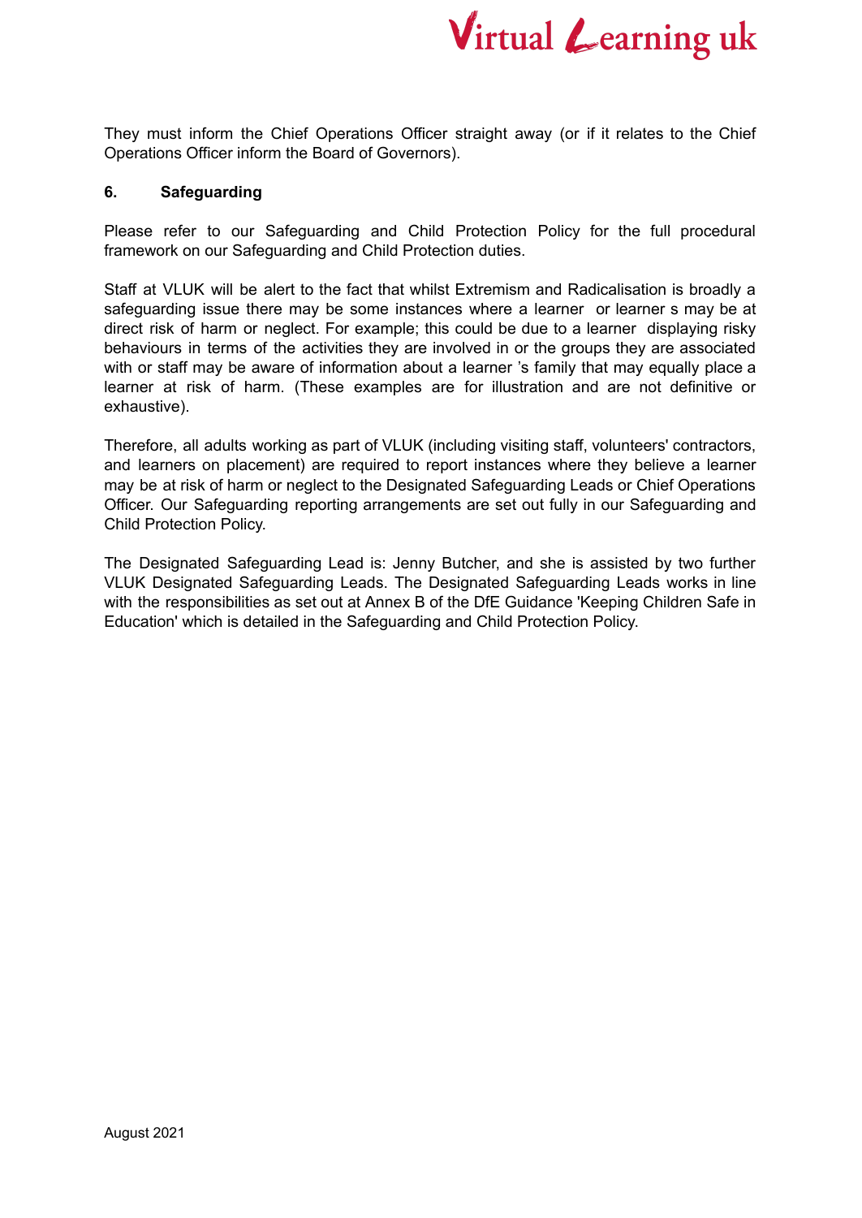They must inform the Chief Operations Officer straight away (or if it relates to the Chief Operations Officer inform the Board of Governors).

## 6. Safeguarding

Please refer to our Safeguarding and Child Protection Policy for the full procedural framework on our Safeguarding and Child Protection duties.

Staff at VLUK will be alert to the fact that whilst Extremism and Radicalisation is broadly a safeguarding issue there may be some instances where a learner or learner s may be at direct risk of harm or neglect. For example; this could be due to a learner displaying risky behaviours in terms of the activities they are involved in or the groups they are associated with or staff may be aware of information about a learner 's family that may equally place a learner at risk of harm. (These examples are for illustration and are not definitive or exhaustive).

Therefore, all adults working as part of VLUK (including visiting staff, volunteers' contractors, and learners on placement) are required to report instances where they believe a learner may be at risk of harm or neglect to the Designated Safeguarding Leads or Chief Operations Officer. Our Safeguarding reporting arrangements are set out fully in our Safeguarding and Child Protection Policy.

The Designated Safeguarding Lead is: Jenny Butcher, and she is assisted by two further VLUK Designated Safeguarding Leads. The Designated Safeguarding Leads works in line with the responsibilities as set out at Annex B of the DfE Guidance 'Keeping Children Safe in Education' which is detailed in the Safeguarding and Child Protection Policy.